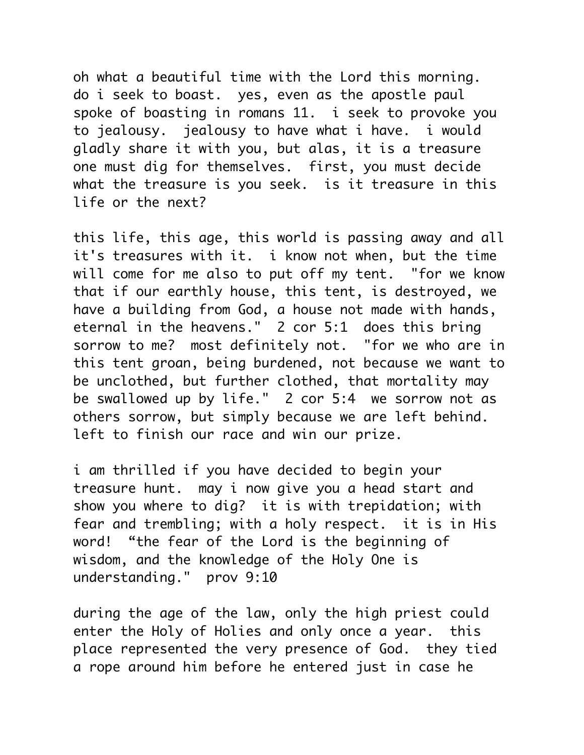oh what a beautiful time with the Lord this morning. do i seek to boast. yes, even as the apostle paul spoke of boasting in romans 11. i seek to provoke you to jealousy. jealousy to have what i have. i would gladly share it with you, but alas, it is a treasure one must dig for themselves. first, you must decide what the treasure is you seek. is it treasure in this life or the next?

this life, this age, this world is passing away and all it's treasures with it. i know not when, but the time will come for me also to put off my tent. "for we know that if our earthly house, this tent, is destroyed, we have a building from God, a house not made with hands, eternal in the heavens." 2 cor 5:1 does this bring sorrow to me? most definitely not. "for we who are in this tent groan, being burdened, not because we want to be unclothed, but further clothed, that mortality may be swallowed up by life." 2 cor 5:4 we sorrow not as others sorrow, but simply because we are left behind. left to finish our race and win our prize.

i am thrilled if you have decided to begin your treasure hunt. may i now give you a head start and show you where to dig? it is with trepidation; with fear and trembling; with a holy respect. it is in His word! “the fear of the Lord is the beginning of wisdom, and the knowledge of the Holy One is understanding." prov 9:10

during the age of the law, only the high priest could enter the Holy of Holies and only once a year. this place represented the very presence of God. they tied a rope around him before he entered just in case he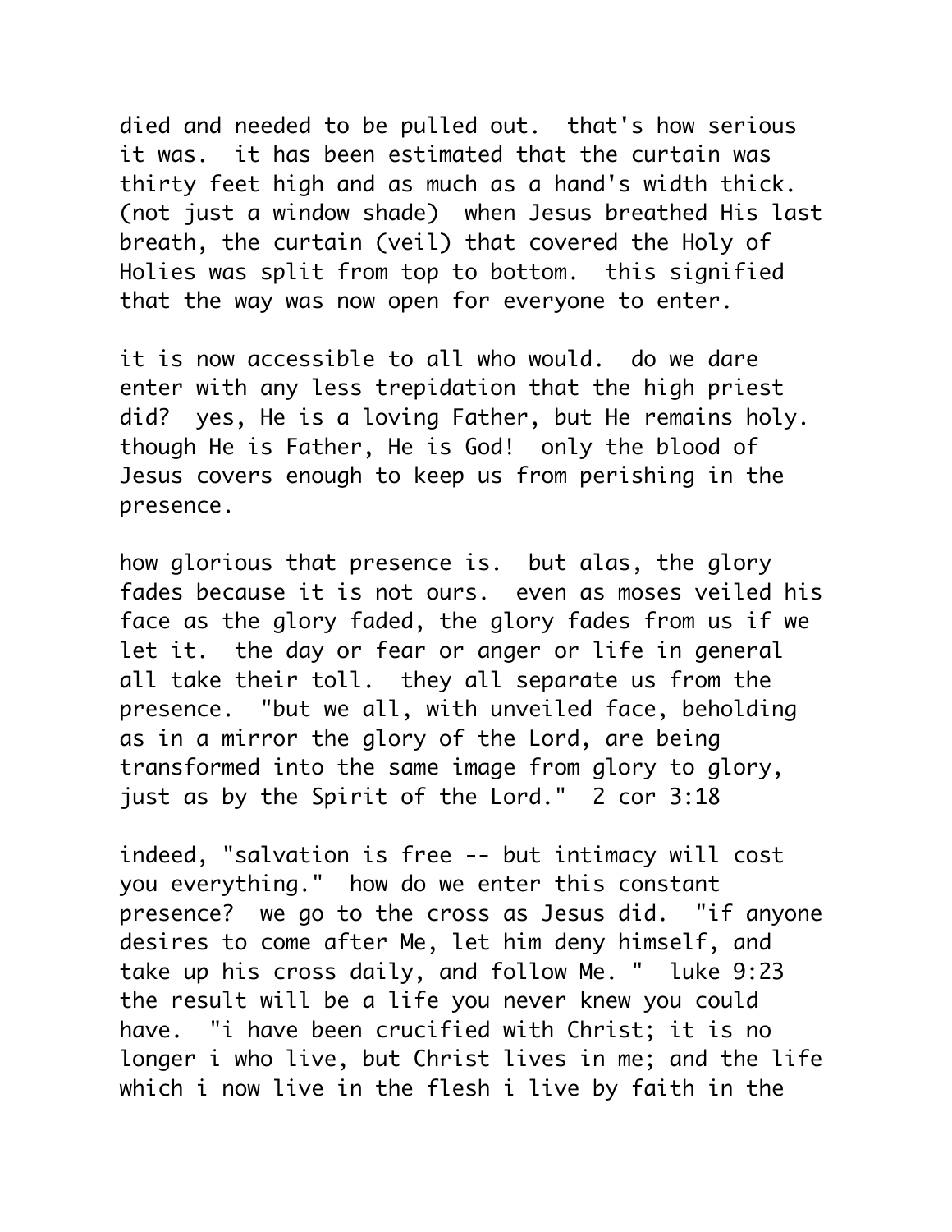died and needed to be pulled out. that's how serious it was. it has been estimated that the curtain was thirty feet high and as much as a hand's width thick. (not just a window shade) when Jesus breathed His last breath, the curtain (veil) that covered the Holy of Holies was split from top to bottom. this signified that the way was now open for everyone to enter.

it is now accessible to all who would. do we dare enter with any less trepidation that the high priest did? yes, He is a loving Father, but He remains holy. though He is Father, He is God! only the blood of Jesus covers enough to keep us from perishing in the presence.

how glorious that presence is. but alas, the glory fades because it is not ours. even as moses veiled his face as the glory faded, the glory fades from us if we let it. the day or fear or anger or life in general all take their toll. they all separate us from the presence. "but we all, with unveiled face, beholding as in a mirror the glory of the Lord, are being transformed into the same image from glory to glory, just as by the Spirit of the Lord." 2 cor 3:18

indeed, "salvation is free -- but intimacy will cost you everything." how do we enter this constant presence? we go to the cross as Jesus did. "if anyone desires to come after Me, let him deny himself, and take up his cross daily, and follow Me. " luke 9:23 the result will be a life you never knew you could have. "i have been crucified with Christ; it is no longer i who live, but Christ lives in me; and the life which i now live in the flesh i live by faith in the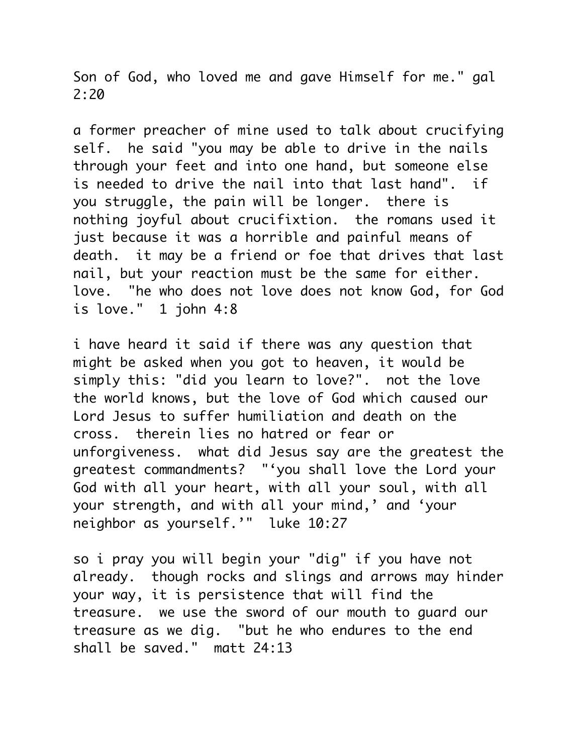Son of God, who loved me and gave Himself for me." gal 2:20

a former preacher of mine used to talk about crucifying self.  he said "you may be able to drive in the nails through your feet and into one hand, but someone else is needed to drive the nail into that last hand".  if you struggle, the pain will be longer.  there is nothing joyful about crucifixtion.  the romans used it just because it was a horrible and painful means of death.  it may be a friend or foe that drives that last nail, but your reaction must be the same for either.  love.  "he who does not love does not know God, for God is love."  1 john 4:8

i have heard it said if there was any question that might be asked when you got to heaven, it would be simply this: "did you learn to love?".  not the love the world knows, but the love of God which caused our Lord Jesus to suffer humiliation and death on the cross.  therein lies no hatred or fear or unforgiveness.  what did Jesus say are the greatest the greatest commandments?  "'you shall love the Lord your God with all your heart, with all your soul, with all your strength, and with all your mind,' and 'your neighbor as yourself.'"  luke 10:27

so i pray you will begin your "dig" if you have not already.  though rocks and slings and arrows may hinder your way, it is persistence that will find the treasure.  we use the sword of our mouth to guard our treasure as we dig.  "but he who endures to the end shall be saved."  matt 24:13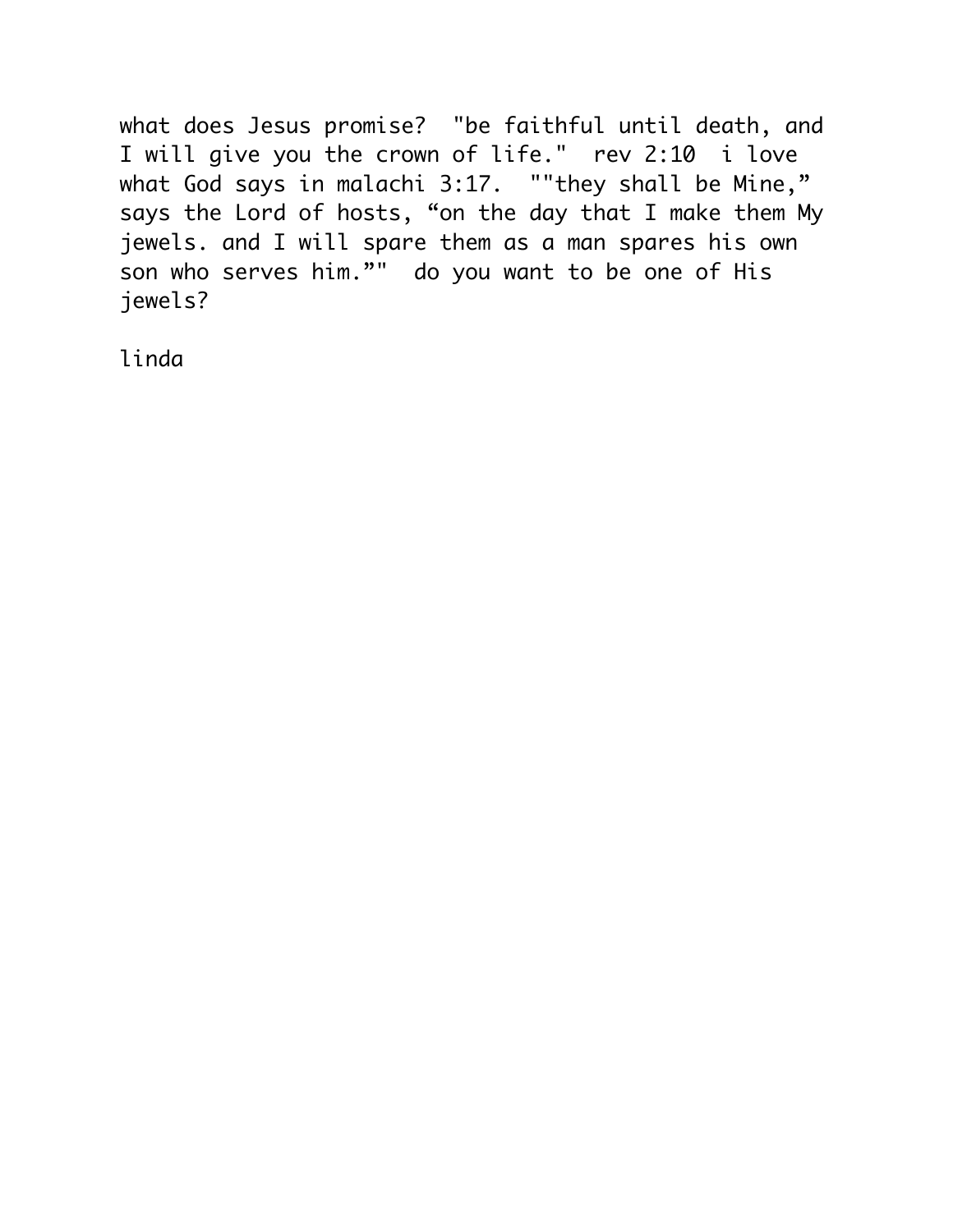what does Jesus promise? "be faithful until death, and I will give you the crown of life." rev 2:10 i love what God says in malachi 3:17. ""they shall be Mine," says the Lord of hosts, "on the day that I make them My jewels. and I will spare them as a man spares his own son who serves him."" do you want to be one of His jewels?

linda